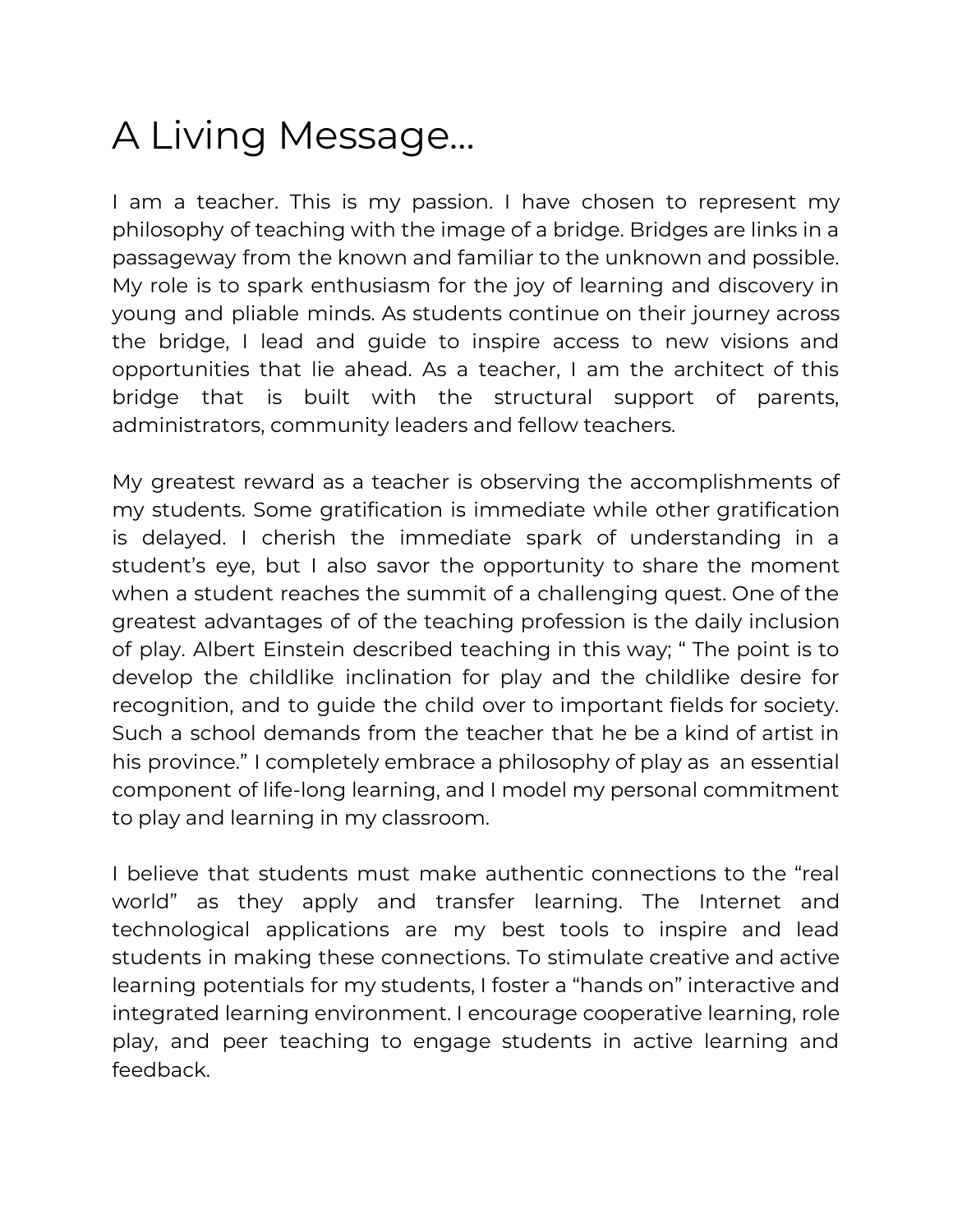# A Living Message...

I am a teacher. This is my passion. I have chosen to represent my philosophy of teaching with the image of a bridge. Bridges are links in a passageway from the known and familiar to the unknown and possible. My role is to spark enthusiasm for the joy of learning and discovery in young and pliable minds. As students continue on their journey across the bridge, I lead and guide to inspire access to new visions and opportunities that lie ahead. As a teacher, I am the architect of this bridge that is built with the structural support of parents, administrators, community leaders and fellow teachers.

My greatest reward as a teacher is observing the accomplishments of my students. Some gratification is immediate while other gratification is delayed. I cherish the immediate spark of understanding in a student's eye, but I also savor the opportunity to share the moment when a student reaches the summit of a challenging quest. One of the greatest advantages of of the teaching profession is the daily inclusion of play. Albert Einstein described teaching in this way; " The point is to develop the childlike inclination for play and the childlike desire for recognition, and to guide the child over to important fields for society. Such a school demands from the teacher that he be a kind of artist in his province." I completely embrace a philosophy of play as an essential component of life-long learning, and I model my personal commitment to play and learning in my classroom.

I believe that students must make authentic connections to the "real world" as they apply and transfer learning. The Internet and technological applications are my best tools to inspire and lead students in making these connections. To stimulate creative and active learning potentials for my students, I foster a "hands on" interactive and integrated learning environment. I encourage cooperative learning, role play, and peer teaching to engage students in active learning and feedback.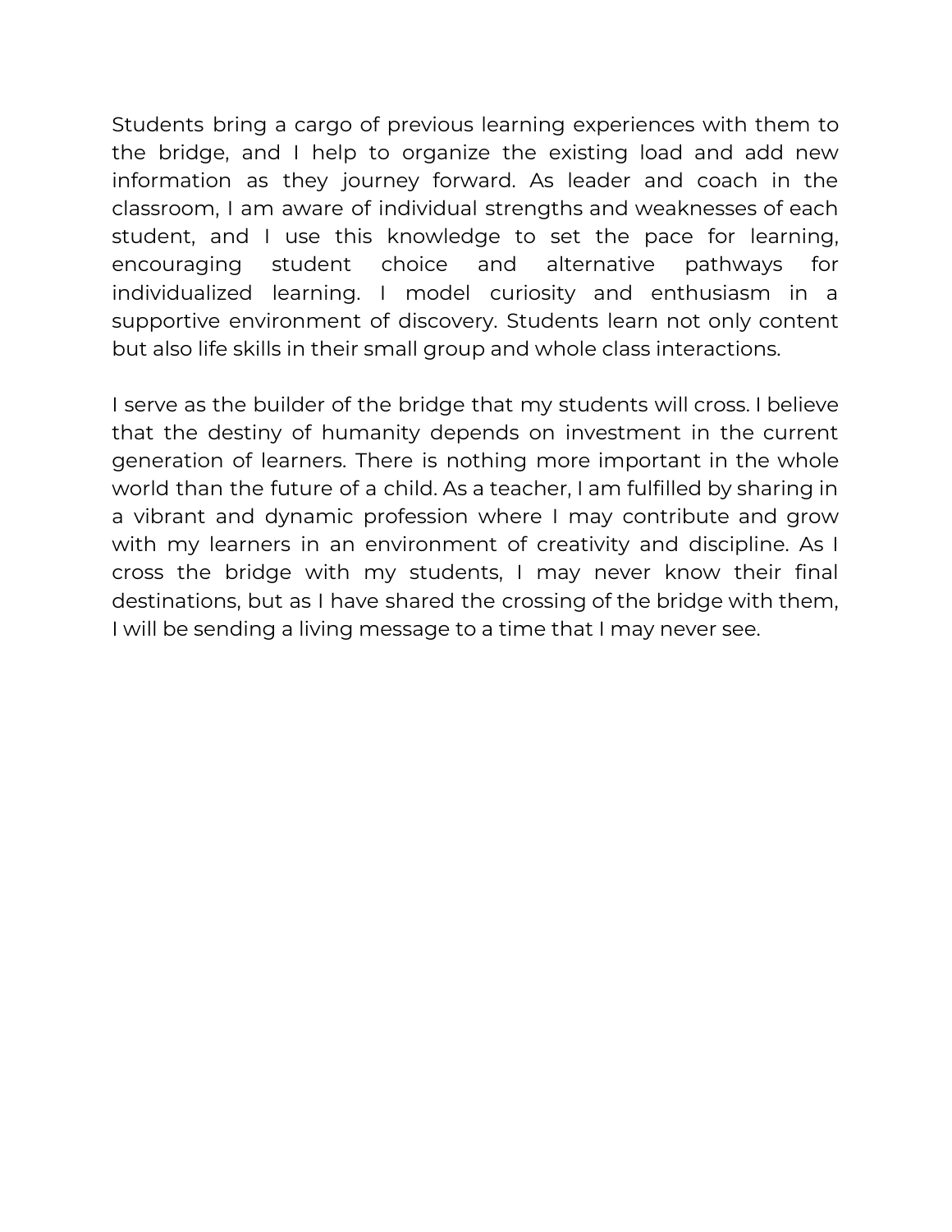Students bring a cargo of previous learning experiences with them to the bridge, and I help to organize the existing load and add new information as they journey forward. As leader and coach in the classroom, I am aware of individual strengths and weaknesses of each student, and I use this knowledge to set the pace for learning, encouraging student choice and alternative pathways for individualized learning. I model curiosity and enthusiasm in a supportive environment of discovery. Students learn not only content but also life skills in their small group and whole class interactions.

I serve as the builder of the bridge that my students will cross. I believe that the destiny of humanity depends on investment in the current generation of learners. There is nothing more important in the whole world than the future of a child. As a teacher, I am fulfilled by sharing in a vibrant and dynamic profession where I may contribute and grow with my learners in an environment of creativity and discipline. As I cross the bridge with my students, I may never know their final destinations, but as I have shared the crossing of the bridge with them, I will be sending a living message to a time that I may never see.